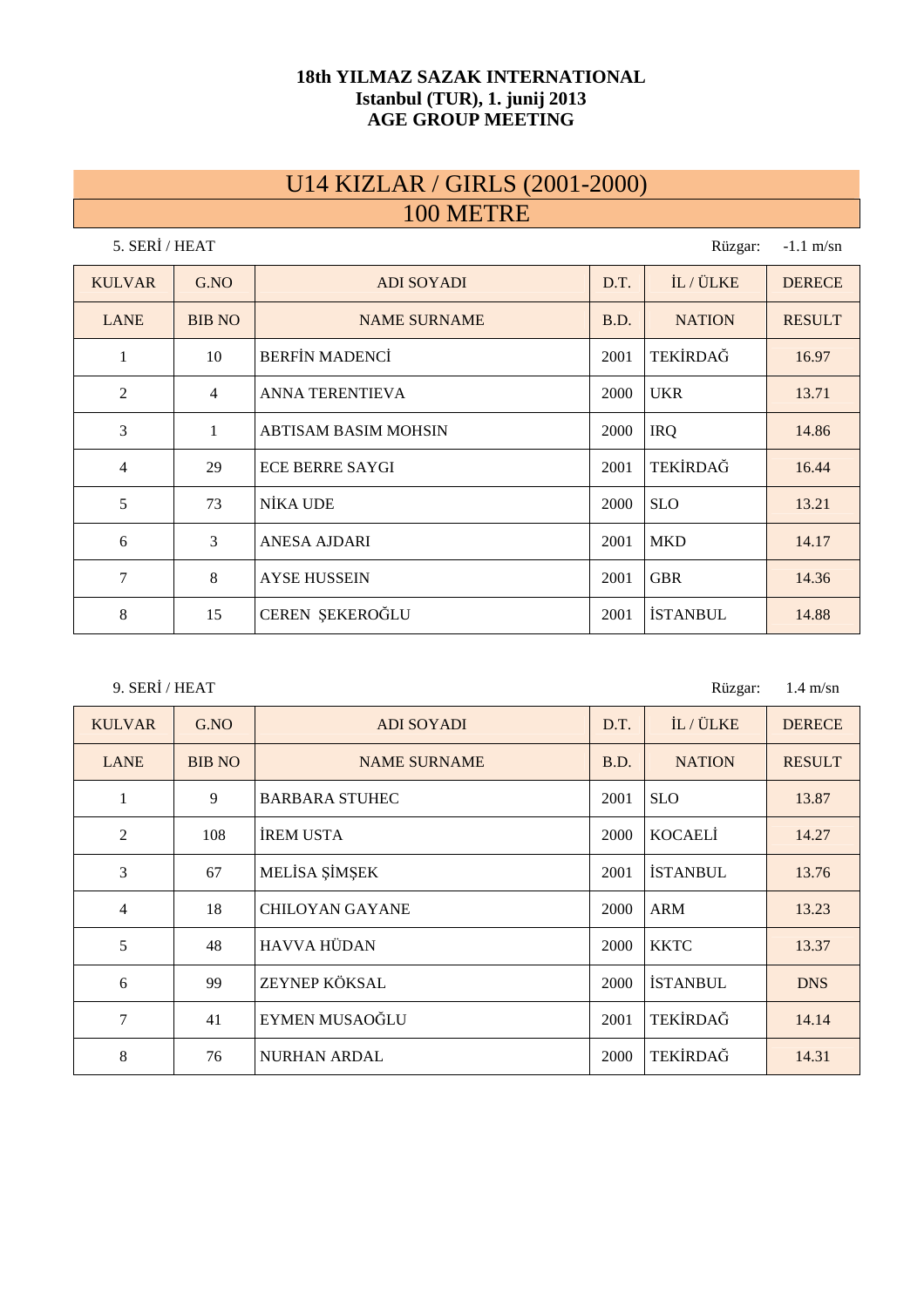**18th YILMAZ SAZAK INTERNATIONAL**
**Istanbul (TUR), 1. junij 2013**
**AGE GROUP MEETING**

# U14 KIZLAR / GIRLS (2001-2000)
## 100 METRE

5. SERİ / HEAT — Rüzgar: -1.1 m/sn

| KULVAR | G.NO | ADI SOYADI | D.T. | İL / ÜLKE | DERECE |
|---|---|---|---|---|---|
| LANE | BIB NO | NAME SURNAME | B.D. | NATION | RESULT |
| 1 | 10 | BERFİN MADENCİ | 2001 | TEKİRDAĞ | 16.97 |
| 2 | 4 | ANNA TERENTIEVA | 2000 | UKR | 13.71 |
| 3 | 1 | ABTISAM BASIM MOHSIN | 2000 | IRQ | 14.86 |
| 4 | 29 | ECE BERRE SAYGI | 2001 | TEKİRDAĞ | 16.44 |
| 5 | 73 | NİKA UDE | 2000 | SLO | 13.21 |
| 6 | 3 | ANESA AJDARI | 2001 | MKD | 14.17 |
| 7 | 8 | AYSE HUSSEIN | 2001 | GBR | 14.36 |
| 8 | 15 | CEREN ŞEKEROĞLU | 2001 | İSTANBUL | 14.88 |

9. SERİ / HEAT — Rüzgar: 1.4 m/sn

| KULVAR | G.NO | ADI SOYADI | D.T. | İL / ÜLKE | DERECE |
|---|---|---|---|---|---|
| LANE | BIB NO | NAME SURNAME | B.D. | NATION | RESULT |
| 1 | 9 | BARBARA STUHEC | 2001 | SLO | 13.87 |
| 2 | 108 | İREM USTA | 2000 | KOCAELİ | 14.27 |
| 3 | 67 | MELİSA ŞİMŞEK | 2001 | İSTANBUL | 13.76 |
| 4 | 18 | CHILOYAN GAYANE | 2000 | ARM | 13.23 |
| 5 | 48 | HAVVA HÜDAN | 2000 | KKTC | 13.37 |
| 6 | 99 | ZEYNEP KÖKSAL | 2000 | İSTANBUL | DNS |
| 7 | 41 | EYMEN MUSAOĞLU | 2001 | TEKİRDAĞ | 14.14 |
| 8 | 76 | NURHAN ARDAL | 2000 | TEKİRDAĞ | 14.31 |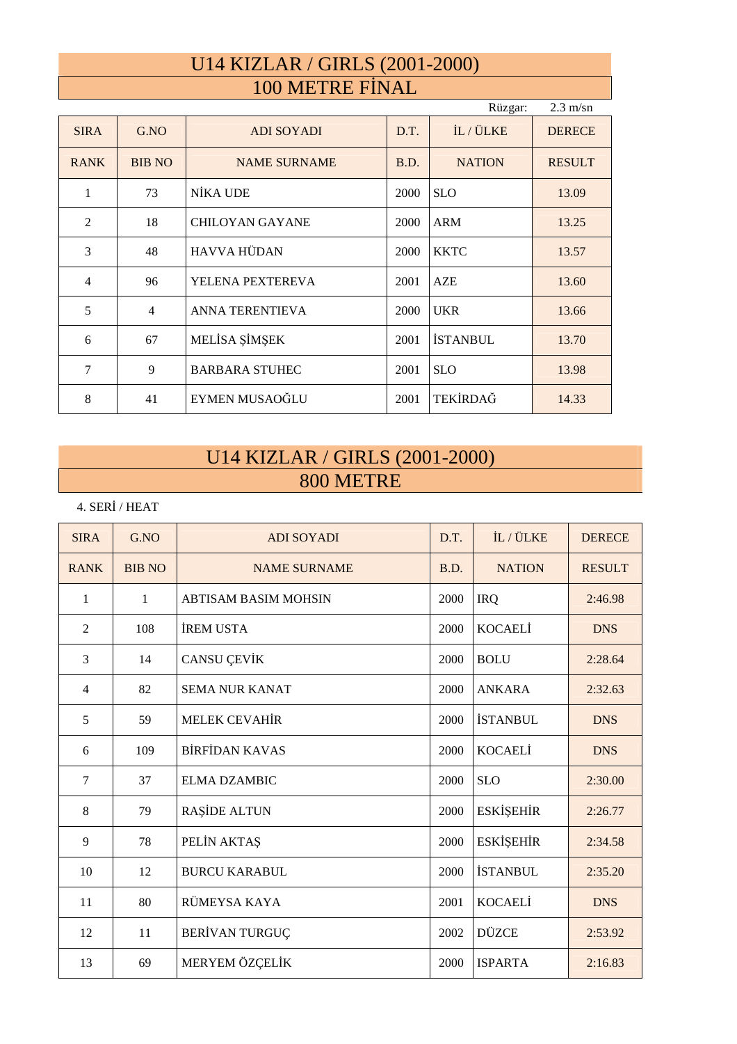## U14 KIZLAR / GIRLS (2001-2000)

## 100 METRE FİNAL

Rüzgar: 2.3 m/sn

| SIRA | G.NO | ADI SOYADI | D.T. | İL / ÜLKE | DERECE |
|---|---|---|---|---|---|
| RANK | BIB NO | NAME SURNAME | B.D. | NATION | RESULT |
| 1 | 73 | NİKA UDE | 2000 | SLO | 13.09 |
| 2 | 18 | CHILOYAN GAYANE | 2000 | ARM | 13.25 |
| 3 | 48 | HAVVA HÜDAN | 2000 | KKTC | 13.57 |
| 4 | 96 | YELENA PEXTEREVA | 2001 | AZE | 13.60 |
| 5 | 4 | ANNA TERENTIEVA | 2000 | UKR | 13.66 |
| 6 | 67 | MELİSA ŞİMŞEK | 2001 | İSTANBUL | 13.70 |
| 7 | 9 | BARBARA STUHEC | 2001 | SLO | 13.98 |
| 8 | 41 | EYMEN MUSAOĞLU | 2001 | TEKİRDAĞ | 14.33 |

## U14 KIZLAR / GIRLS (2001-2000)

## 800 METRE

4. SERİ / HEAT

| SIRA | G.NO | ADI SOYADI | D.T. | İL / ÜLKE | DERECE |
|---|---|---|---|---|---|
| RANK | BIB NO | NAME SURNAME | B.D. | NATION | RESULT |
| 1 | 1 | ABTISAM BASIM MOHSIN | 2000 | IRQ | 2:46.98 |
| 2 | 108 | İREM USTA | 2000 | KOCAELİ | DNS |
| 3 | 14 | CANSU ÇEVİK | 2000 | BOLU | 2:28.64 |
| 4 | 82 | SEMA NUR KANAT | 2000 | ANKARA | 2:32.63 |
| 5 | 59 | MELEK CEVAHİR | 2000 | İSTANBUL | DNS |
| 6 | 109 | BİRFİDAN KAVAS | 2000 | KOCAELİ | DNS |
| 7 | 37 | ELMA DZAMBIC | 2000 | SLO | 2:30.00 |
| 8 | 79 | RAŞİDE ALTUN | 2000 | ESKİŞEHİR | 2:26.77 |
| 9 | 78 | PELİN AKTAŞ | 2000 | ESKİŞEHİR | 2:34.58 |
| 10 | 12 | BURCU KARABUL | 2000 | İSTANBUL | 2:35.20 |
| 11 | 80 | RÜMEYSA KAYA | 2001 | KOCAELİ | DNS |
| 12 | 11 | BERİVAN TURGUÇ | 2002 | DÜZCE | 2:53.92 |
| 13 | 69 | MERYEM ÖZÇELİK | 2000 | ISPARTA | 2:16.83 |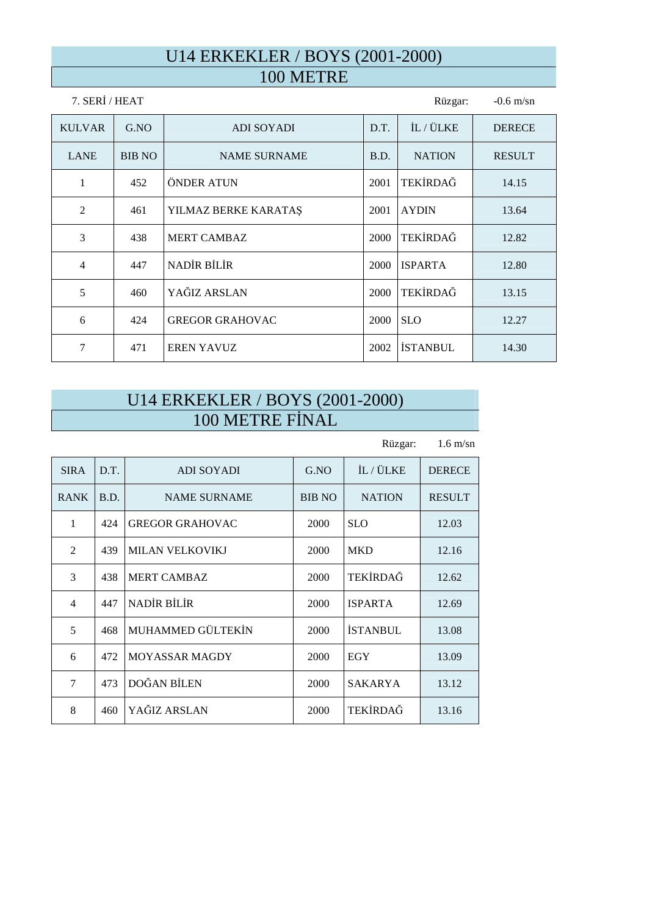# U14 ERKEKLER / BOYS (2001-2000)

## 100 METRE

7. SERİ / HEAT — Rüzgar: -0.6 m/sn

| KULVAR | G.NO | ADI SOYADI | D.T. | İL / ÜLKE | DERECE |
|---|---|---|---|---|---|
| LANE | BIB NO | NAME SURNAME | B.D. | NATION | RESULT |
| 1 | 452 | ÖNDER ATUN | 2001 | TEKİRDAĞ | 14.15 |
| 2 | 461 | YILMAZ BERKE KARATAŞ | 2001 | AYDIN | 13.64 |
| 3 | 438 | MERT CAMBAZ | 2000 | TEKİRDAĞ | 12.82 |
| 4 | 447 | NADİR BİLİR | 2000 | ISPARTA | 12.80 |
| 5 | 460 | YAĞIZ ARSLAN | 2000 | TEKİRDAĞ | 13.15 |
| 6 | 424 | GREGOR GRAHOVAC | 2000 | SLO | 12.27 |
| 7 | 471 | EREN YAVUZ | 2002 | İSTANBUL | 14.30 |

# U14 ERKEKLER / BOYS (2001-2000)

## 100 METRE FİNAL

Rüzgar: 1.6 m/sn

| SIRA | D.T. | ADI SOYADI | G.NO | İL / ÜLKE | DERECE |
|---|---|---|---|---|---|
| RANK | B.D. | NAME SURNAME | BIB NO | NATION | RESULT |
| 1 | 424 | GREGOR GRAHOVAC | 2000 | SLO | 12.03 |
| 2 | 439 | MILAN VELKOVIKJ | 2000 | MKD | 12.16 |
| 3 | 438 | MERT CAMBAZ | 2000 | TEKİRDAĞ | 12.62 |
| 4 | 447 | NADİR BİLİR | 2000 | ISPARTA | 12.69 |
| 5 | 468 | MUHAMMED GÜLTEKİN | 2000 | İSTANBUL | 13.08 |
| 6 | 472 | MOYASSAR MAGDY | 2000 | EGY | 13.09 |
| 7 | 473 | DOĞAN BİLEN | 2000 | SAKARYA | 13.12 |
| 8 | 460 | YAĞIZ ARSLAN | 2000 | TEKİRDAĞ | 13.16 |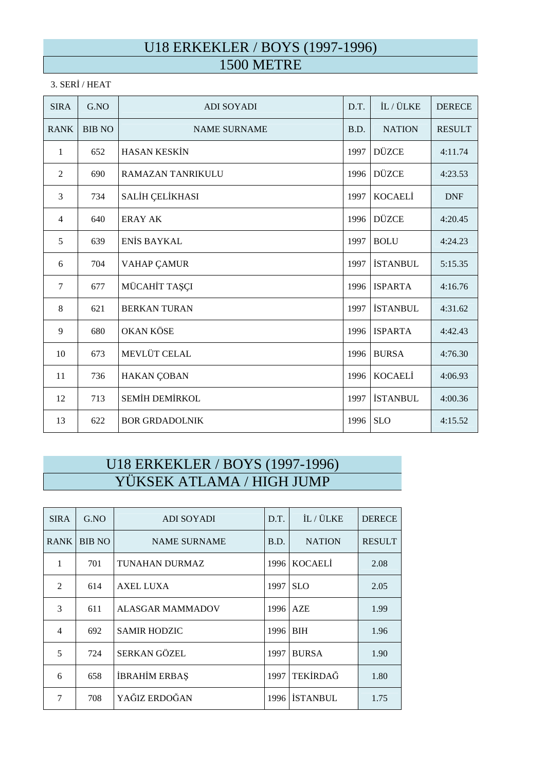# U18 ERKEKLER / BOYS (1997-1996)
## 1500 METRE

3. SERİ / HEAT

| SIRA | G.NO | ADI SOYADI | D.T. | İL / ÜLKE | DERECE |
|---|---|---|---|---|---|
| RANK | BIB NO | NAME SURNAME | B.D. | NATION | RESULT |
| 1 | 652 | HASAN KESKİN | 1997 | DÜZCE | 4:11.74 |
| 2 | 690 | RAMAZAN TANRIKULU | 1996 | DÜZCE | 4:23.53 |
| 3 | 734 | SALİH ÇELİKHASI | 1997 | KOCAELİ | DNF |
| 4 | 640 | ERAY AK | 1996 | DÜZCE | 4:20.45 |
| 5 | 639 | ENİS BAYKAL | 1997 | BOLU | 4:24.23 |
| 6 | 704 | VAHAP ÇAMUR | 1997 | İSTANBUL | 5:15.35 |
| 7 | 677 | MÜCAHİT TAŞÇI | 1996 | ISPARTA | 4:16.76 |
| 8 | 621 | BERKAN TURAN | 1997 | İSTANBUL | 4:31.62 |
| 9 | 680 | OKAN KÖSE | 1996 | ISPARTA | 4:42.43 |
| 10 | 673 | MEVLÜT CELAL | 1996 | BURSA | 4:76.30 |
| 11 | 736 | HAKAN ÇOBAN | 1996 | KOCAELİ | 4:06.93 |
| 12 | 713 | SEMİH DEMİRKOL | 1997 | İSTANBUL | 4:00.36 |
| 13 | 622 | BOR GRDADOLNIK | 1996 | SLO | 4:15.52 |

# U18 ERKEKLER / BOYS (1997-1996)
## YÜKSEK ATLAMA / HIGH JUMP

| SIRA | G.NO | ADI SOYADI | D.T. | İL / ÜLKE | DERECE |
|---|---|---|---|---|---|
| RANK | BIB NO | NAME SURNAME | B.D. | NATION | RESULT |
| 1 | 701 | TUNAHAN DURMAZ | 1996 | KOCAELİ | 2.08 |
| 2 | 614 | AXEL LUXA | 1997 | SLO | 2.05 |
| 3 | 611 | ALASGAR MAMMADOV | 1996 | AZE | 1.99 |
| 4 | 692 | SAMIR HODZIC | 1996 | BIH | 1.96 |
| 5 | 724 | SERKAN GÖZEL | 1997 | BURSA | 1.90 |
| 6 | 658 | İBRAHİM ERBAŞ | 1997 | TEKİRDAĞ | 1.80 |
| 7 | 708 | YAĞIZ ERDOĞAN | 1996 | İSTANBUL | 1.75 |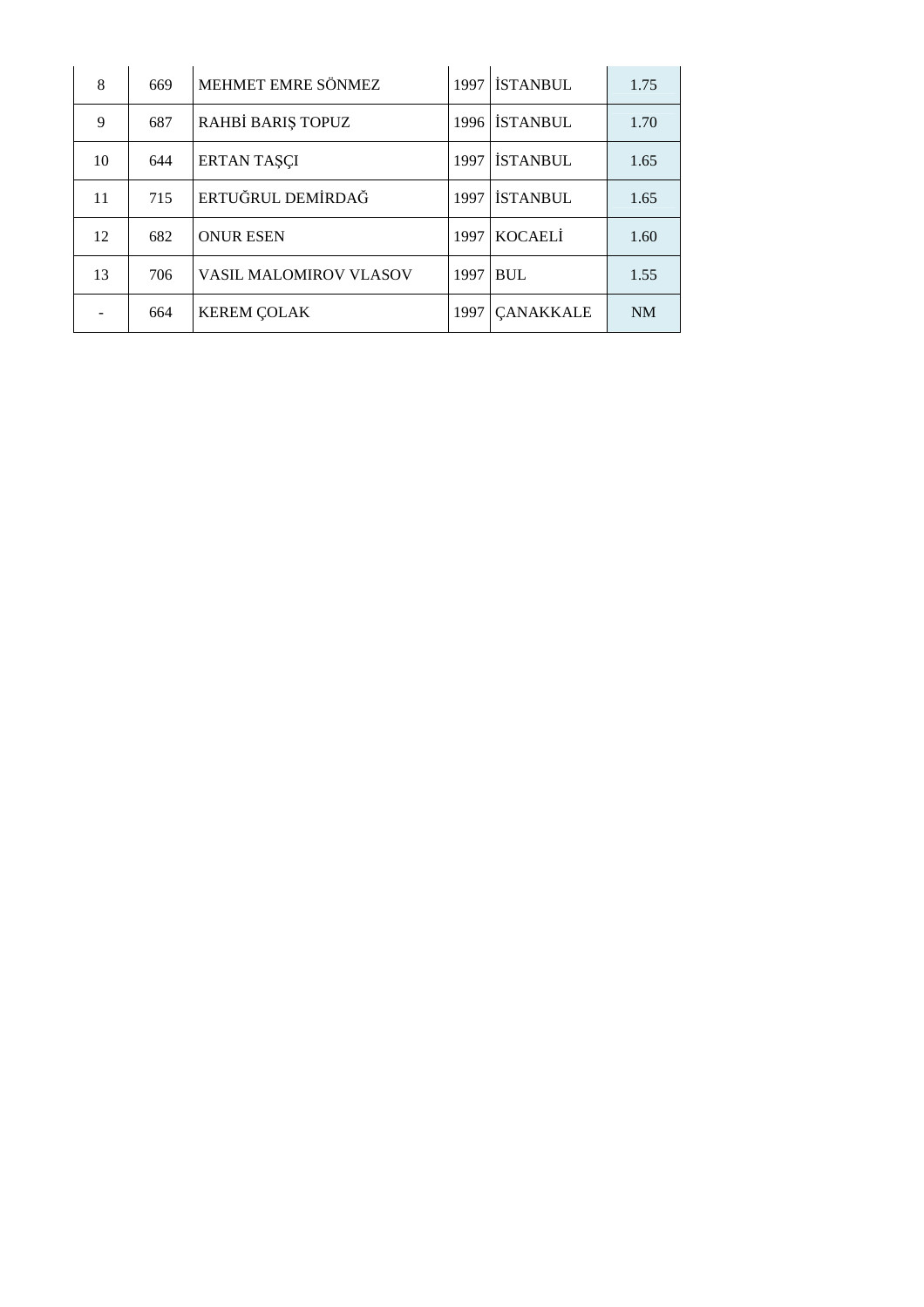| | | | | | |
|---|---|---|---|---|---|
| 8 | 669 | MEHMET EMRE SÖNMEZ | 1997 | İSTANBUL | 1.75 |
| 9 | 687 | RAHBİ BARIŞ TOPUZ | 1996 | İSTANBUL | 1.70 |
| 10 | 644 | ERTAN TAŞÇI | 1997 | İSTANBUL | 1.65 |
| 11 | 715 | ERTUĞRUL DEMİRDAĞ | 1997 | İSTANBUL | 1.65 |
| 12 | 682 | ONUR ESEN | 1997 | KOCAELİ | 1.60 |
| 13 | 706 | VASIL MALOMIROV VLASOV | 1997 | BUL | 1.55 |
| - | 664 | KEREM ÇOLAK | 1997 | ÇANAKKALE | NM |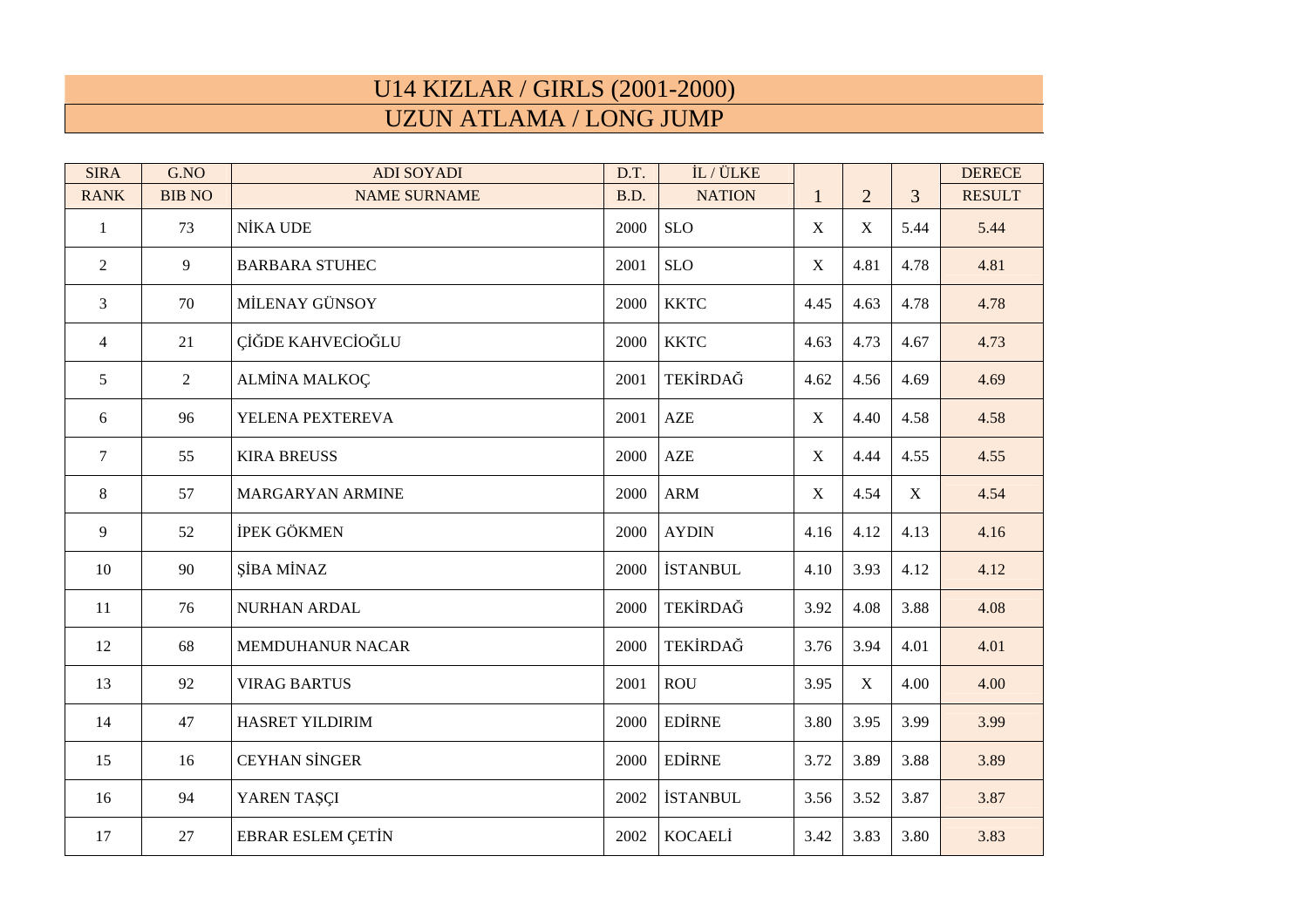# U14 KIZLAR / GIRLS (2001-2000)

## UZUN ATLAMA / LONG JUMP

| SIRA | G.NO | ADI SOYADI | D.T. | İL / ÜLKE | | | | DERECE |
|---|---|---|---|---|---|---|---|---|
| RANK | BIB NO | NAME SURNAME | B.D. | NATION | 1 | 2 | 3 | RESULT |
| 1 | 73 | NİKA UDE | 2000 | SLO | X | X | 5.44 | 5.44 |
| 2 | 9 | BARBARA STUHEC | 2001 | SLO | X | 4.81 | 4.78 | 4.81 |
| 3 | 70 | MİLENAY GÜNSOY | 2000 | KKTC | 4.45 | 4.63 | 4.78 | 4.78 |
| 4 | 21 | ÇİĞDE KAHVECİOĞLU | 2000 | KKTC | 4.63 | 4.73 | 4.67 | 4.73 |
| 5 | 2 | ALMİNA MALKOÇ | 2001 | TEKİRDAĞ | 4.62 | 4.56 | 4.69 | 4.69 |
| 6 | 96 | YELENA PEXTEREVA | 2001 | AZE | X | 4.40 | 4.58 | 4.58 |
| 7 | 55 | KIRA BREUSS | 2000 | AZE | X | 4.44 | 4.55 | 4.55 |
| 8 | 57 | MARGARYAN ARMINE | 2000 | ARM | X | 4.54 | X | 4.54 |
| 9 | 52 | İPEK GÖKMEN | 2000 | AYDIN | 4.16 | 4.12 | 4.13 | 4.16 |
| 10 | 90 | ŞİBA MİNAZ | 2000 | İSTANBUL | 4.10 | 3.93 | 4.12 | 4.12 |
| 11 | 76 | NURHAN ARDAL | 2000 | TEKİRDAĞ | 3.92 | 4.08 | 3.88 | 4.08 |
| 12 | 68 | MEMDUHANUR NACAR | 2000 | TEKİRDAĞ | 3.76 | 3.94 | 4.01 | 4.01 |
| 13 | 92 | VIRAG BARTUS | 2001 | ROU | 3.95 | X | 4.00 | 4.00 |
| 14 | 47 | HASRET YILDIRIM | 2000 | EDİRNE | 3.80 | 3.95 | 3.99 | 3.99 |
| 15 | 16 | CEYHAN SİNGER | 2000 | EDİRNE | 3.72 | 3.89 | 3.88 | 3.89 |
| 16 | 94 | YAREN TAŞÇI | 2002 | İSTANBUL | 3.56 | 3.52 | 3.87 | 3.87 |
| 17 | 27 | EBRAR ESLEM ÇETİN | 2002 | KOCAELİ | 3.42 | 3.83 | 3.80 | 3.83 |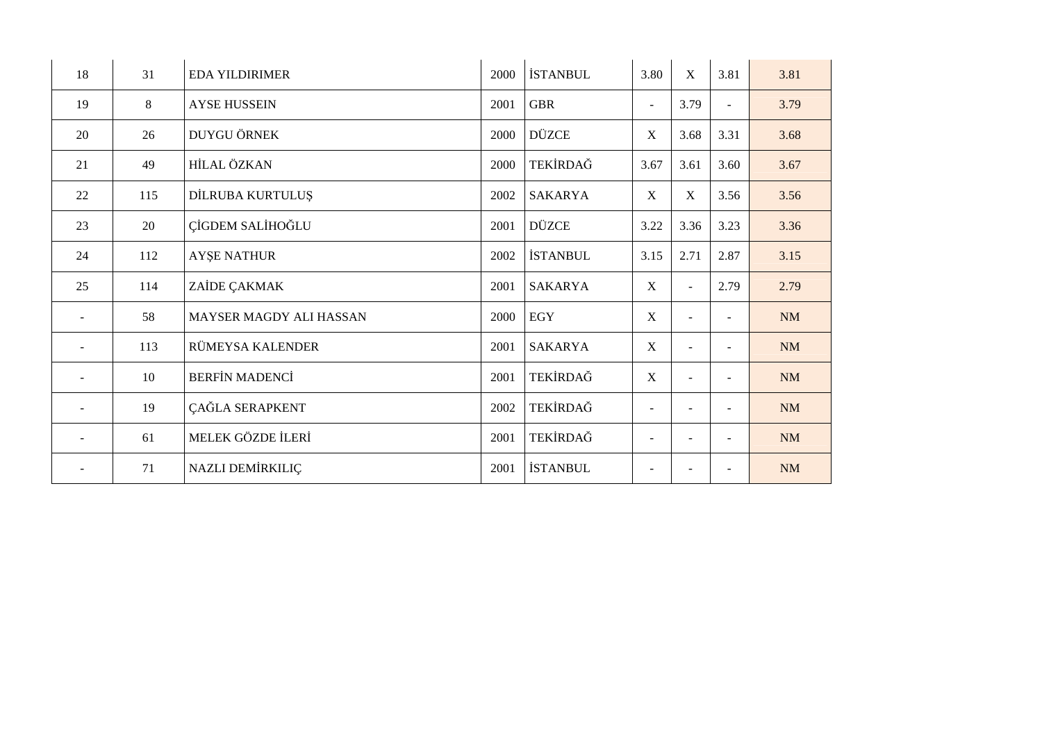| | | | | | | | | |
|---|---|---|---|---|---|---|---|---|
| 18 | 31 | EDA YILDIRIMER | 2000 | İSTANBUL | 3.80 | X | 3.81 | 3.81 |
| 19 | 8 | AYSE HUSSEIN | 2001 | GBR | - | 3.79 | - | 3.79 |
| 20 | 26 | DUYGU ÖRNEK | 2000 | DÜZCE | X | 3.68 | 3.31 | 3.68 |
| 21 | 49 | HİLAL ÖZKAN | 2000 | TEKİRDAĞ | 3.67 | 3.61 | 3.60 | 3.67 |
| 22 | 115 | DİLRUBA KURTULUŞ | 2002 | SAKARYA | X | X | 3.56 | 3.56 |
| 23 | 20 | ÇİGDEM SALİHOĞLU | 2001 | DÜZCE | 3.22 | 3.36 | 3.23 | 3.36 |
| 24 | 112 | AYŞE NATHUR | 2002 | İSTANBUL | 3.15 | 2.71 | 2.87 | 3.15 |
| 25 | 114 | ZAİDE ÇAKMAK | 2001 | SAKARYA | X | - | 2.79 | 2.79 |
| - | 58 | MAYSER MAGDY ALI HASSAN | 2000 | EGY | X | - | - | NM |
| - | 113 | RÜMEYSA KALENDER | 2001 | SAKARYA | X | - | - | NM |
| - | 10 | BERFİN MADENCİ | 2001 | TEKİRDAĞ | X | - | - | NM |
| - | 19 | ÇAĞLA SERAPKENT | 2002 | TEKİRDAĞ | - | - | - | NM |
| - | 61 | MELEK GÖZDE İLERİ | 2001 | TEKİRDAĞ | - | - | - | NM |
| - | 71 | NAZLI DEMİRKILIÇ | 2001 | İSTANBUL | - | - | - | NM |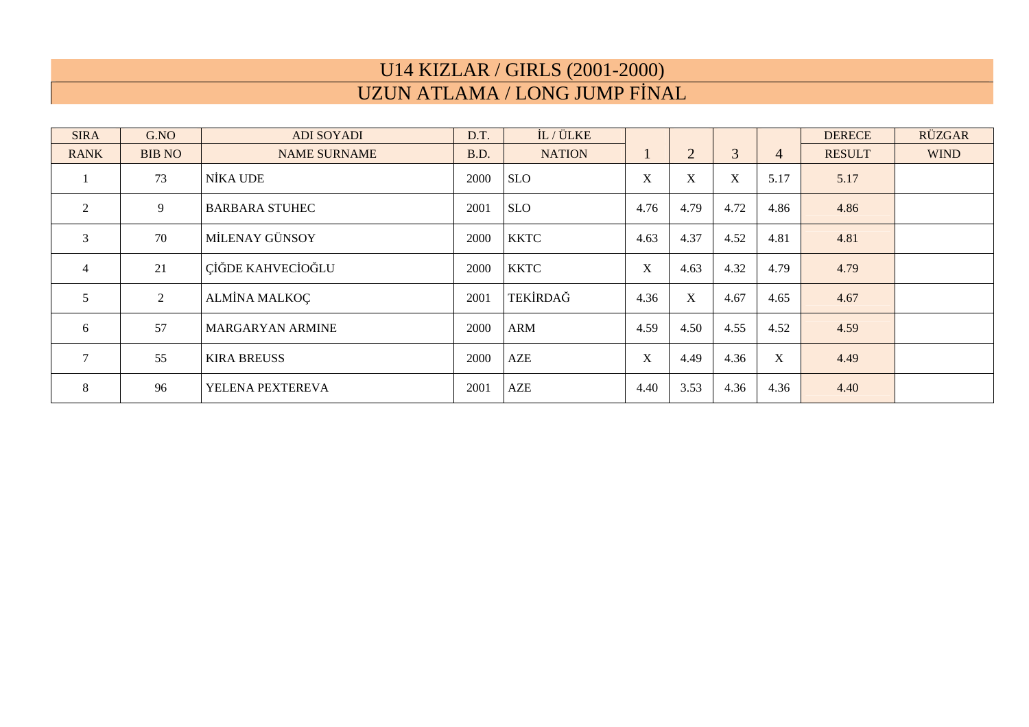# U14 KIZLAR / GIRLS (2001-2000)

## UZUN ATLAMA / LONG JUMP FİNAL

| SIRA | G.NO | ADI SOYADI | D.T. | İL / ÜLKE | | | | | DERECE | RÜZGAR |
|---|---|---|---|---|---|---|---|---|---|---|
| RANK | BIB NO | NAME SURNAME | B.D. | NATION | 1 | 2 | 3 | 4 | RESULT | WIND |
| 1 | 73 | NİKA UDE | 2000 | SLO | X | X | X | 5.17 | 5.17 | |
| 2 | 9 | BARBARA STUHEC | 2001 | SLO | 4.76 | 4.79 | 4.72 | 4.86 | 4.86 | |
| 3 | 70 | MİLENAY GÜNSOY | 2000 | KKTC | 4.63 | 4.37 | 4.52 | 4.81 | 4.81 | |
| 4 | 21 | ÇİĞDE KAHVECİOĞLU | 2000 | KKTC | X | 4.63 | 4.32 | 4.79 | 4.79 | |
| 5 | 2 | ALMİNA MALKOÇ | 2001 | TEKİRDAĞ | 4.36 | X | 4.67 | 4.65 | 4.67 | |
| 6 | 57 | MARGARYAN ARMINE | 2000 | ARM | 4.59 | 4.50 | 4.55 | 4.52 | 4.59 | |
| 7 | 55 | KIRA BREUSS | 2000 | AZE | X | 4.49 | 4.36 | X | 4.49 | |
| 8 | 96 | YELENA PEXTEREVA | 2001 | AZE | 4.40 | 3.53 | 4.36 | 4.36 | 4.40 | |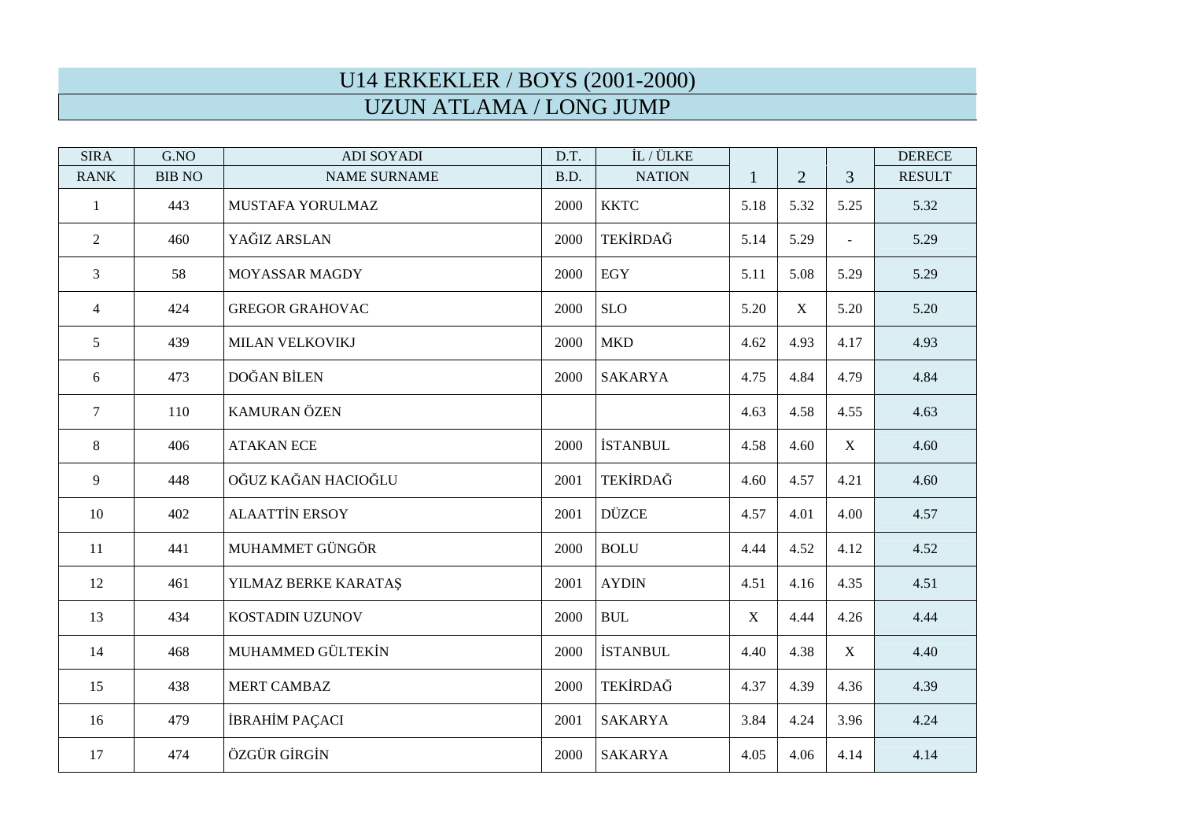# U14 ERKEKLER / BOYS (2001-2000)

## UZUN ATLAMA / LONG JUMP

| SIRA | G.NO | ADI SOYADI | D.T. | İL / ÜLKE | | | | DERECE |
|---|---|---|---|---|---|---|---|---|
| RANK | BIB NO | NAME SURNAME | B.D. | NATION | 1 | 2 | 3 | RESULT |
| 1 | 443 | MUSTAFA YORULMAZ | 2000 | KKTC | 5.18 | 5.32 | 5.25 | 5.32 |
| 2 | 460 | YAĞIZ ARSLAN | 2000 | TEKİRDAĞ | 5.14 | 5.29 | - | 5.29 |
| 3 | 58 | MOYASSAR MAGDY | 2000 | EGY | 5.11 | 5.08 | 5.29 | 5.29 |
| 4 | 424 | GREGOR GRAHOVAC | 2000 | SLO | 5.20 | X | 5.20 | 5.20 |
| 5 | 439 | MILAN VELKOVIKJ | 2000 | MKD | 4.62 | 4.93 | 4.17 | 4.93 |
| 6 | 473 | DOĞAN BİLEN | 2000 | SAKARYA | 4.75 | 4.84 | 4.79 | 4.84 |
| 7 | 110 | KAMURAN ÖZEN | | | 4.63 | 4.58 | 4.55 | 4.63 |
| 8 | 406 | ATAKAN ECE | 2000 | İSTANBUL | 4.58 | 4.60 | X | 4.60 |
| 9 | 448 | OĞUZ KAĞAN HACIOĞLU | 2001 | TEKİRDAĞ | 4.60 | 4.57 | 4.21 | 4.60 |
| 10 | 402 | ALAATTİN ERSOY | 2001 | DÜZCE | 4.57 | 4.01 | 4.00 | 4.57 |
| 11 | 441 | MUHAMMET GÜNGÖR | 2000 | BOLU | 4.44 | 4.52 | 4.12 | 4.52 |
| 12 | 461 | YILMAZ BERKE KARATAŞ | 2001 | AYDIN | 4.51 | 4.16 | 4.35 | 4.51 |
| 13 | 434 | KOSTADIN UZUNOV | 2000 | BUL | X | 4.44 | 4.26 | 4.44 |
| 14 | 468 | MUHAMMED GÜLTEKİN | 2000 | İSTANBUL | 4.40 | 4.38 | X | 4.40 |
| 15 | 438 | MERT CAMBAZ | 2000 | TEKİRDAĞ | 4.37 | 4.39 | 4.36 | 4.39 |
| 16 | 479 | İBRAHİM PAÇACI | 2001 | SAKARYA | 3.84 | 4.24 | 3.96 | 4.24 |
| 17 | 474 | ÖZGÜR GİRGİN | 2000 | SAKARYA | 4.05 | 4.06 | 4.14 | 4.14 |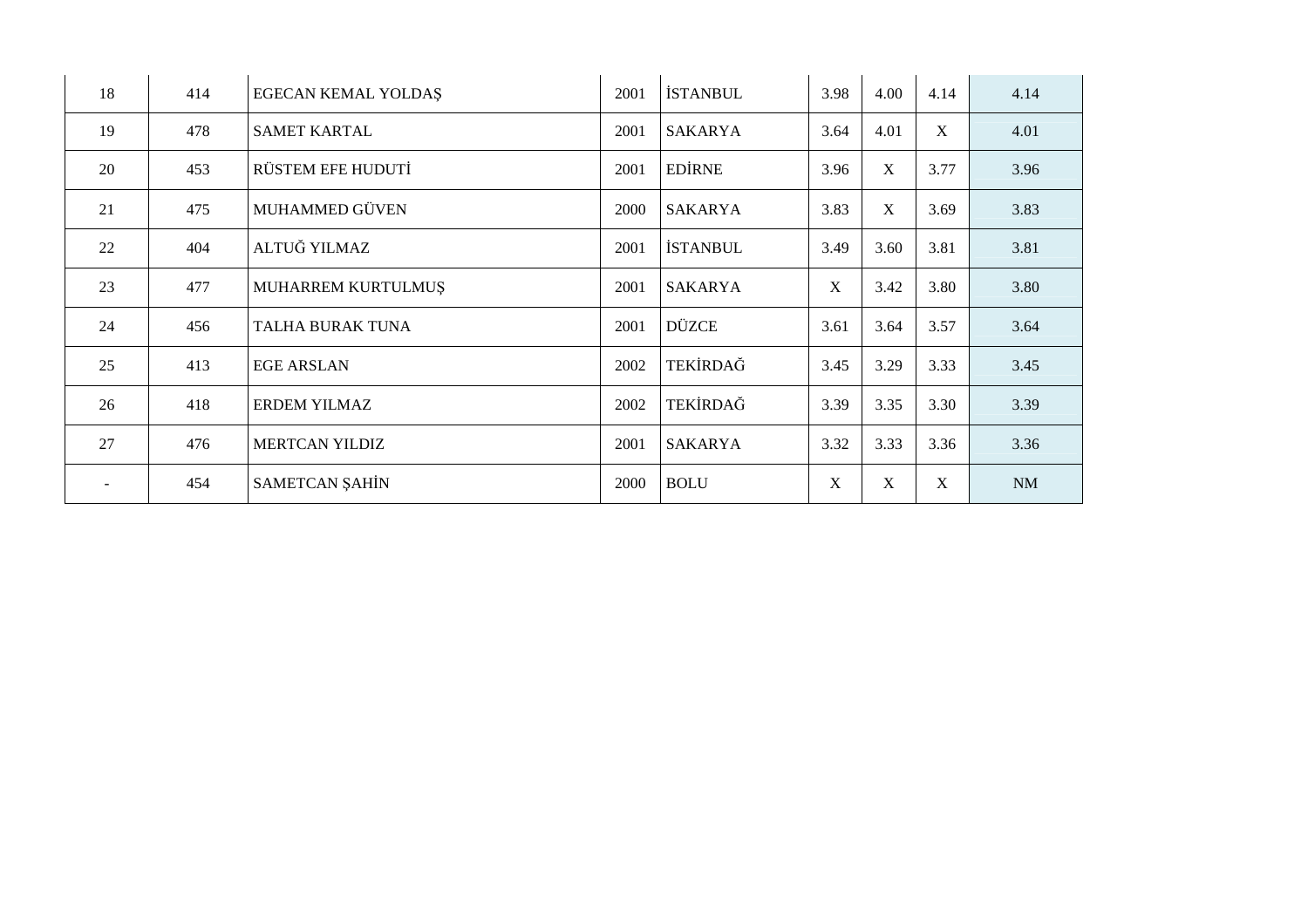| | | | | | | | | |
|---|---|---|---|---|---|---|---|---|
| 18 | 414 | EGECAN KEMAL YOLDAŞ | 2001 | İSTANBUL | 3.98 | 4.00 | 4.14 | 4.14 |
| 19 | 478 | SAMET KARTAL | 2001 | SAKARYA | 3.64 | 4.01 | X | 4.01 |
| 20 | 453 | RÜSTEM EFE HUDUTİ | 2001 | EDİRNE | 3.96 | X | 3.77 | 3.96 |
| 21 | 475 | MUHAMMED GÜVEN | 2000 | SAKARYA | 3.83 | X | 3.69 | 3.83 |
| 22 | 404 | ALTUĞ YILMAZ | 2001 | İSTANBUL | 3.49 | 3.60 | 3.81 | 3.81 |
| 23 | 477 | MUHARREM KURTULMUŞ | 2001 | SAKARYA | X | 3.42 | 3.80 | 3.80 |
| 24 | 456 | TALHA BURAK TUNA | 2001 | DÜZCE | 3.61 | 3.64 | 3.57 | 3.64 |
| 25 | 413 | EGE ARSLAN | 2002 | TEKİRDAĞ | 3.45 | 3.29 | 3.33 | 3.45 |
| 26 | 418 | ERDEM YILMAZ | 2002 | TEKİRDAĞ | 3.39 | 3.35 | 3.30 | 3.39 |
| 27 | 476 | MERTCAN YILDIZ | 2001 | SAKARYA | 3.32 | 3.33 | 3.36 | 3.36 |
| - | 454 | SAMETCAN ŞAHİN | 2000 | BOLU | X | X | X | NM |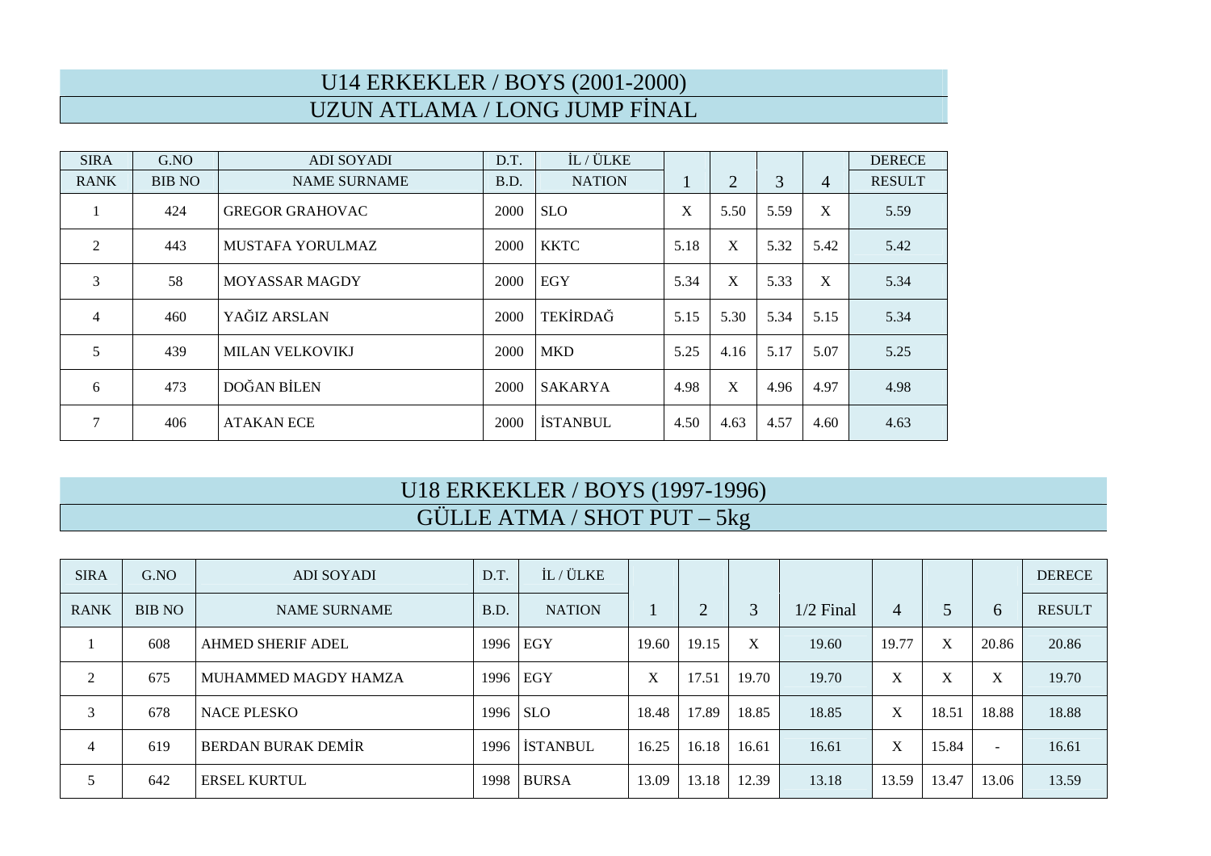## U14 ERKEKLER / BOYS (2001-2000)
## UZUN ATLAMA / LONG JUMP FİNAL

| SIRA | G.NO | ADI SOYADI | D.T. | İL / ÜLKE | | | | | DERECE |
|---|---|---|---|---|---|---|---|---|---|
| RANK | BIB NO | NAME SURNAME | B.D. | NATION | 1 | 2 | 3 | 4 | RESULT |
| 1 | 424 | GREGOR GRAHOVAC | 2000 | SLO | X | 5.50 | 5.59 | X | 5.59 |
| 2 | 443 | MUSTAFA YORULMAZ | 2000 | KKTC | 5.18 | X | 5.32 | 5.42 | 5.42 |
| 3 | 58 | MOYASSAR MAGDY | 2000 | EGY | 5.34 | X | 5.33 | X | 5.34 |
| 4 | 460 | YAĞIZ ARSLAN | 2000 | TEKİRDAĞ | 5.15 | 5.30 | 5.34 | 5.15 | 5.34 |
| 5 | 439 | MILAN VELKOVIKJ | 2000 | MKD | 5.25 | 4.16 | 5.17 | 5.07 | 5.25 |
| 6 | 473 | DOĞAN BİLEN | 2000 | SAKARYA | 4.98 | X | 4.96 | 4.97 | 4.98 |
| 7 | 406 | ATAKAN ECE | 2000 | İSTANBUL | 4.50 | 4.63 | 4.57 | 4.60 | 4.63 |

## U18 ERKEKLER / BOYS (1997-1996)
## GÜLLE ATMA / SHOT PUT – 5kg

| SIRA | G.NO | ADI SOYADI | D.T. | İL / ÜLKE | | | | | | | | DERECE |
|---|---|---|---|---|---|---|---|---|---|---|---|---|
| RANK | BIB NO | NAME SURNAME | B.D. | NATION | 1 | 2 | 3 | 1/2 Final | 4 | 5 | 6 | RESULT |
| 1 | 608 | AHMED SHERIF ADEL | 1996 | EGY | 19.60 | 19.15 | X | 19.60 | 19.77 | X | 20.86 | 20.86 |
| 2 | 675 | MUHAMMED MAGDY HAMZA | 1996 | EGY | X | 17.51 | 19.70 | 19.70 | X | X | X | 19.70 |
| 3 | 678 | NACE PLESKO | 1996 | SLO | 18.48 | 17.89 | 18.85 | 18.85 | X | 18.51 | 18.88 | 18.88 |
| 4 | 619 | BERDAN BURAK DEMİR | 1996 | İSTANBUL | 16.25 | 16.18 | 16.61 | 16.61 | X | 15.84 | - | 16.61 |
| 5 | 642 | ERSEL KURTUL | 1998 | BURSA | 13.09 | 13.18 | 12.39 | 13.18 | 13.59 | 13.47 | 13.06 | 13.59 |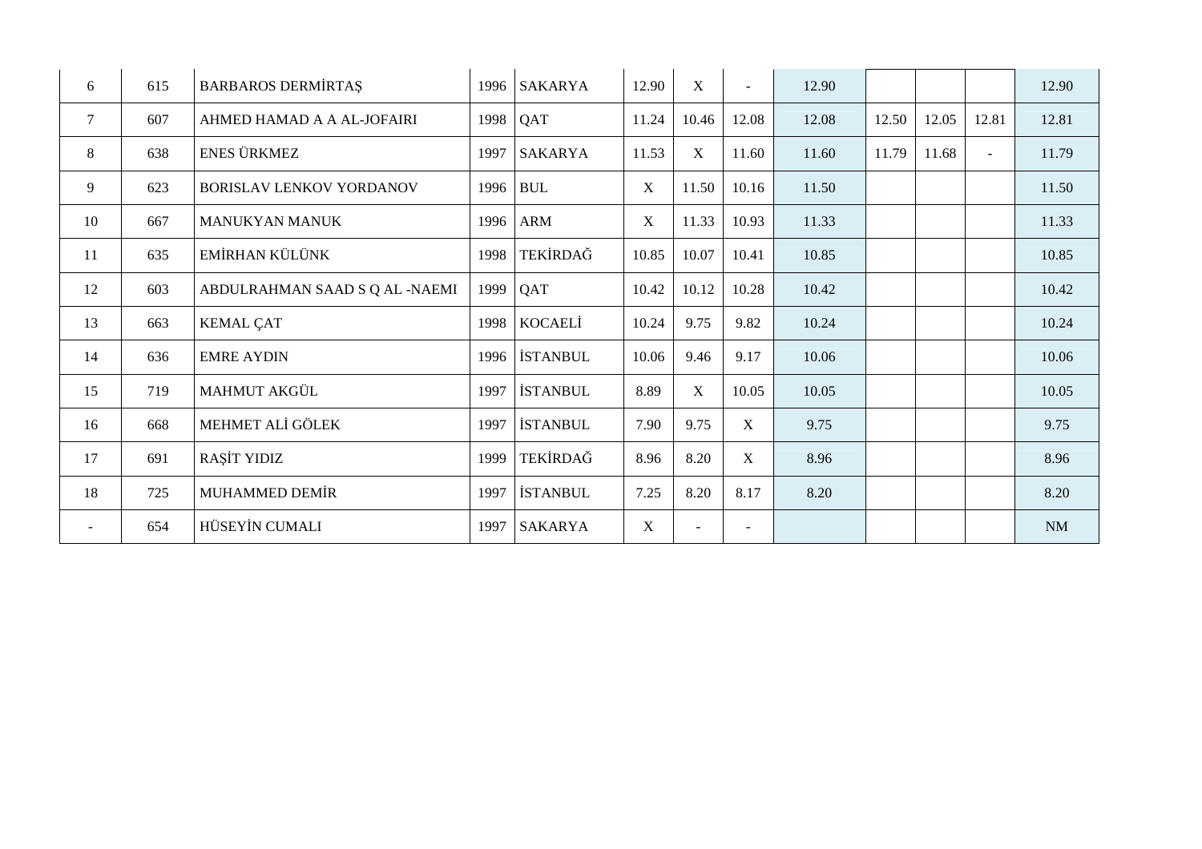| | | | | | | | | | | | | |
|---|---|---|---|---|---|---|---|---|---|---|---|---|
| 6 | 615 | BARBAROS DERMİRTAŞ | 1996 | SAKARYA | 12.90 | X | - | 12.90 | | | | 12.90 |
| 7 | 607 | AHMED HAMAD A A AL-JOFAIRI | 1998 | QAT | 11.24 | 10.46 | 12.08 | 12.08 | 12.50 | 12.05 | 12.81 | 12.81 |
| 8 | 638 | ENES ÜRKMEZ | 1997 | SAKARYA | 11.53 | X | 11.60 | 11.60 | 11.79 | 11.68 | - | 11.79 |
| 9 | 623 | BORISLAV LENKOV YORDANOV | 1996 | BUL | X | 11.50 | 10.16 | 11.50 | | | | 11.50 |
| 10 | 667 | MANUKYAN MANUK | 1996 | ARM | X | 11.33 | 10.93 | 11.33 | | | | 11.33 |
| 11 | 635 | EMİRHAN KÜLÜNK | 1998 | TEKİRDAĞ | 10.85 | 10.07 | 10.41 | 10.85 | | | | 10.85 |
| 12 | 603 | ABDULRAHMAN SAAD S Q AL -NAEMI | 1999 | QAT | 10.42 | 10.12 | 10.28 | 10.42 | | | | 10.42 |
| 13 | 663 | KEMAL ÇAT | 1998 | KOCAELİ | 10.24 | 9.75 | 9.82 | 10.24 | | | | 10.24 |
| 14 | 636 | EMRE AYDIN | 1996 | İSTANBUL | 10.06 | 9.46 | 9.17 | 10.06 | | | | 10.06 |
| 15 | 719 | MAHMUT AKGÜL | 1997 | İSTANBUL | 8.89 | X | 10.05 | 10.05 | | | | 10.05 |
| 16 | 668 | MEHMET ALİ GÖLEK | 1997 | İSTANBUL | 7.90 | 9.75 | X | 9.75 | | | | 9.75 |
| 17 | 691 | RAŞİT YIDIZ | 1999 | TEKİRDAĞ | 8.96 | 8.20 | X | 8.96 | | | | 8.96 |
| 18 | 725 | MUHAMMED DEMİR | 1997 | İSTANBUL | 7.25 | 8.20 | 8.17 | 8.20 | | | | 8.20 |
| - | 654 | HÜSEYİN CUMALI | 1997 | SAKARYA | X | - | - | | | | | NM |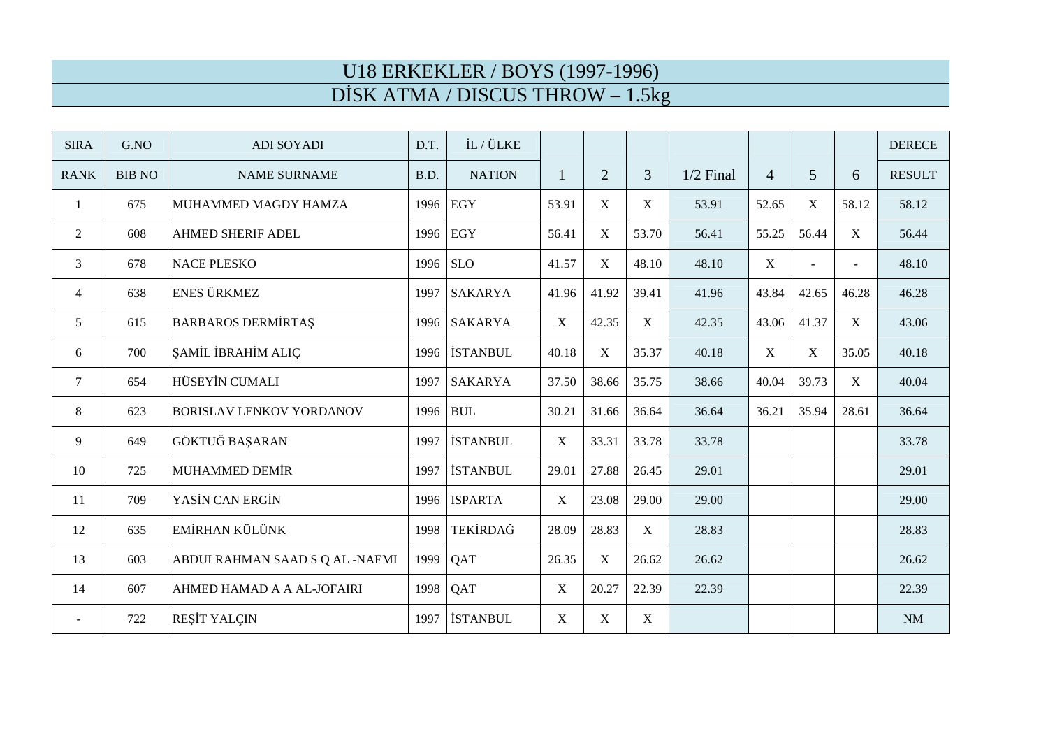# U18 ERKEKLER / BOYS (1997-1996)

## DİSK ATMA / DISCUS THROW – 1.5kg

| SIRA | G.NO | ADI SOYADI | D.T. | İL / ÜLKE | | | | | | | | DERECE |
|---|---|---|---|---|---|---|---|---|---|---|---|---|
| RANK | BIB NO | NAME SURNAME | B.D. | NATION | 1 | 2 | 3 | 1/2 Final | 4 | 5 | 6 | RESULT |
| 1 | 675 | MUHAMMED MAGDY HAMZA | 1996 | EGY | 53.91 | X | X | 53.91 | 52.65 | X | 58.12 | 58.12 |
| 2 | 608 | AHMED SHERIF ADEL | 1996 | EGY | 56.41 | X | 53.70 | 56.41 | 55.25 | 56.44 | X | 56.44 |
| 3 | 678 | NACE PLESKO | 1996 | SLO | 41.57 | X | 48.10 | 48.10 | X | - | - | 48.10 |
| 4 | 638 | ENES ÜRKMEZ | 1997 | SAKARYA | 41.96 | 41.92 | 39.41 | 41.96 | 43.84 | 42.65 | 46.28 | 46.28 |
| 5 | 615 | BARBAROS DERMİRTAŞ | 1996 | SAKARYA | X | 42.35 | X | 42.35 | 43.06 | 41.37 | X | 43.06 |
| 6 | 700 | ŞAMİL İBRAHİM ALIÇ | 1996 | İSTANBUL | 40.18 | X | 35.37 | 40.18 | X | X | 35.05 | 40.18 |
| 7 | 654 | HÜSEYİN CUMALI | 1997 | SAKARYA | 37.50 | 38.66 | 35.75 | 38.66 | 40.04 | 39.73 | X | 40.04 |
| 8 | 623 | BORISLAV LENKOV YORDANOV | 1996 | BUL | 30.21 | 31.66 | 36.64 | 36.64 | 36.21 | 35.94 | 28.61 | 36.64 |
| 9 | 649 | GÖKTUĞ BAŞARAN | 1997 | İSTANBUL | X | 33.31 | 33.78 | 33.78 | | | | 33.78 |
| 10 | 725 | MUHAMMED DEMİR | 1997 | İSTANBUL | 29.01 | 27.88 | 26.45 | 29.01 | | | | 29.01 |
| 11 | 709 | YASİN CAN ERGİN | 1996 | ISPARTA | X | 23.08 | 29.00 | 29.00 | | | | 29.00 |
| 12 | 635 | EMİRHAN KÜLÜNK | 1998 | TEKİRDAĞ | 28.09 | 28.83 | X | 28.83 | | | | 28.83 |
| 13 | 603 | ABDULRAHMAN SAAD S Q AL -NAEMI | 1999 | QAT | 26.35 | X | 26.62 | 26.62 | | | | 26.62 |
| 14 | 607 | AHMED HAMAD A A AL-JOFAIRI | 1998 | QAT | X | 20.27 | 22.39 | 22.39 | | | | 22.39 |
| - | 722 | REŞİT YALÇIN | 1997 | İSTANBUL | X | X | X | | | | | NM |